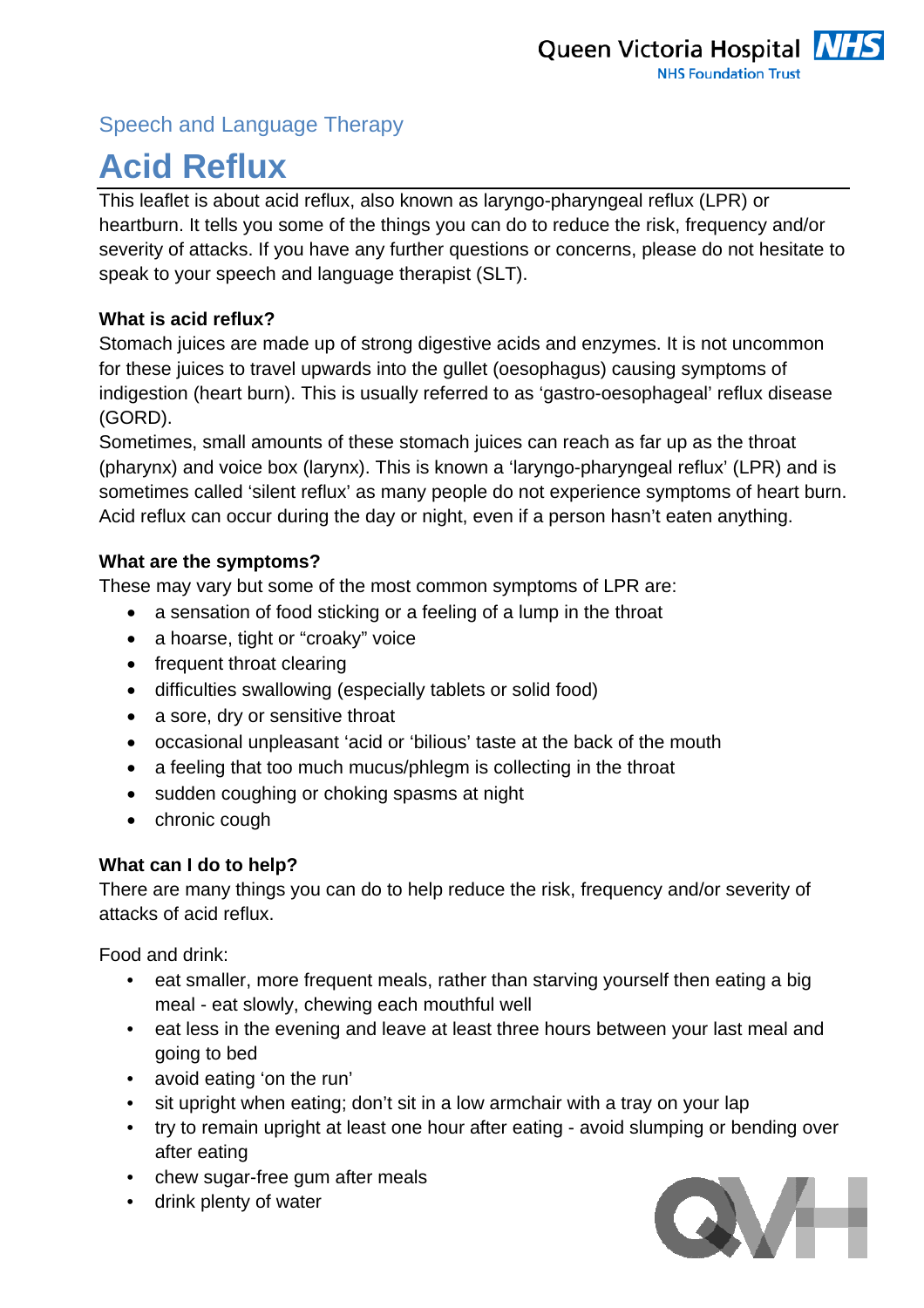Speech and Language Therapy

# Acid Reflux

This leaflet is about acid reflux, also known as laryngo-pharyngeal reflux (LPR) or heartburn. It tells you some of the things you can do to reduce the risk, frequency and/or severity of attacks. If you have any further questions or concerns, please do not hesitate to speak to your speech and language therapist (SLT).

**What is acid reflux?**

Stomach juices are made up of strong digestive acids and enzymes. It is not uncommon for these juices to travel upwards into the gullet (oesophagus) causing symptoms of indigestion (heart burn). This is usually referred to as 'gastro-oesophageal' reflux disease (GORD).

Sometimes, small amounts of these stomach juices can reach as far up as the throat (pharynx) and voice box (larynx). This is known a 'laryngo-pharyngeal reflux' (LPR) and is sometimes called 'silent reflux' as many people do not experience symptoms of heart burn. Acid reflux can occur during the day or night, even if a person hasn't eaten anything.

**What are the symptoms?**

These may vary but some of the most common symptoms of LPR are:

- a sensation of food sticking or a feeling of a lump in the throat
- a hoarse, tight or "croaky" voice
- frequent throat clearing
- difficulties swallowing (especially tablets or solid food)
- a sore, dry or sensitive throat
- occasional unpleasant 'acid or 'bilious' taste at the back of the mouth
- a feeling that too much mucus/phlegm is collecting in the throat
- sudden coughing or choking spasms at night
- chronic cough

**What can I do to help?**

There are many things you can do to help reduce the risk, frequency and/or severity of attacks of acid reflux.

Food and drink:

- eat smaller, more frequent meals, rather than starving yourself then eating a big meal - eat slowly, chewing each mouthful well
- eat less in the evening and leave at least three hours between your last meal and going to bed
- avoid eating 'on the run'
- sit upright when eating; don't sit in a low armchair with a tray on your lap
- try to remain upright at least one hour after eating - avoid slumping or bending over after eating
- chew sugar-free gum after meals
- drink plenty of water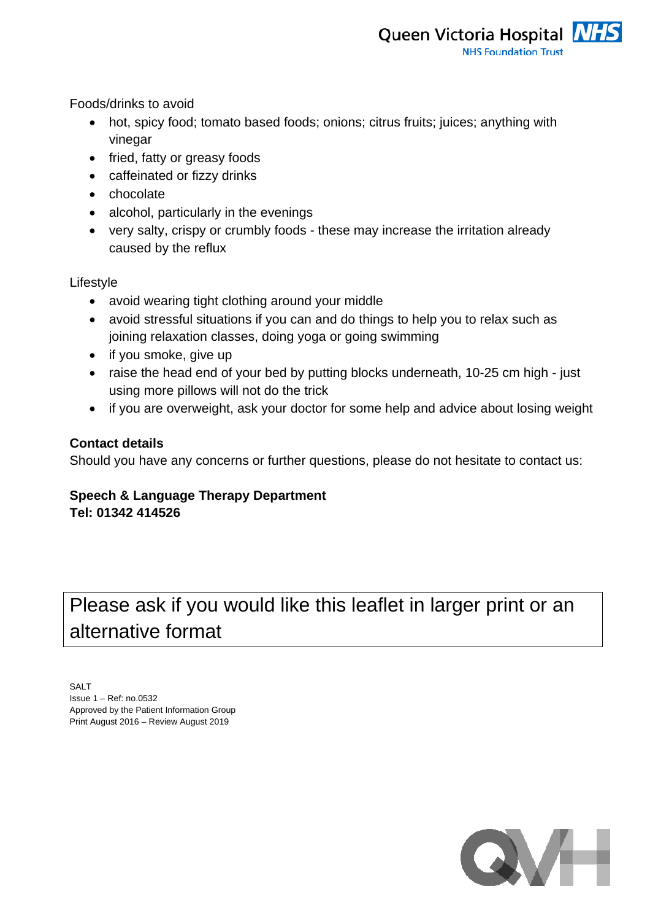Foods/drinks to avoid

- hot, spicy food; tomato based foods; onions; citrus fruits; juices; anything with vinegar
- fried, fatty or greasy foods
- caffeinated or fizzy drinks
- chocolate
- alcohol, particularly in the evenings
- very salty, crispy or crumbly foods - these may increase the irritation already caused by the reflux

Lifestyle

- avoid wearing tight clothing around your middle
- avoid stressful situations if you can and do things to help you to relax such as joining relaxation classes, doing yoga or going swimming
- if you smoke, give up
- raise the head end of your bed by putting blocks underneath, 10-25 cm high - just using more pillows will not do the trick
- if you are overweight, ask your doctor for some help and advice about losing weight

**Contact details**

Should you have any concerns or further questions, please do not hesitate to contact us:

**Speech & Language Therapy Department**
**Tel: 01342 414526**

Please ask if you would like this leaflet in larger print or an alternative format

SALT
Issue 1 – Ref: no.0532
Approved by the Patient Information Group
Print August 2016 – Review August 2019